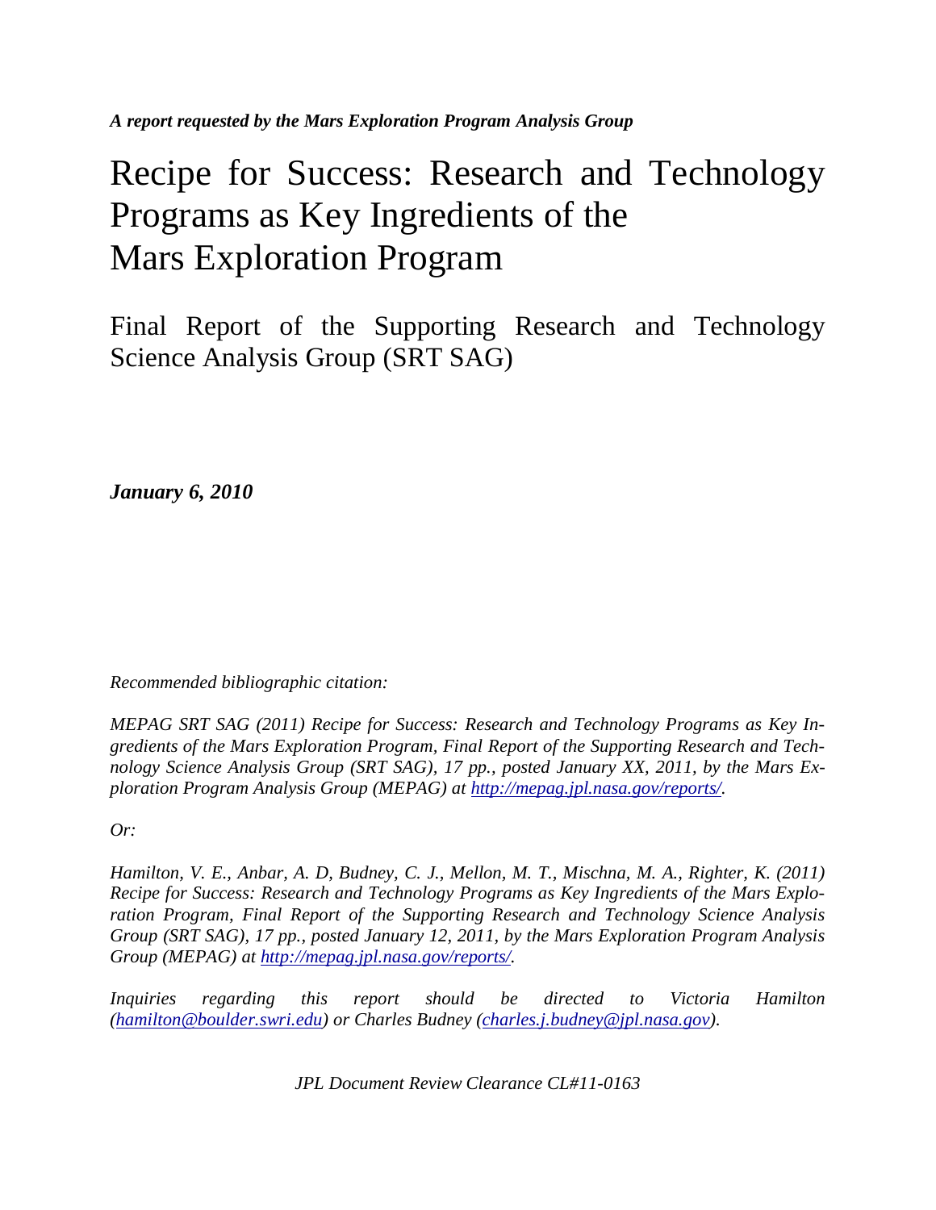*A report requested by the Mars Exploration Program Analysis Group*

# Recipe for Success: Research and Technology Programs as Key Ingredients of the Mars Exploration Program

## Final Report of the Supporting Research and Technology Science Analysis Group (SRT SAG)

***January 6, 2010***

*Recommended bibliographic citation:*

*MEPAG SRT SAG (2011) Recipe for Success: Research and Technology Programs as Key Ingredients of the Mars Exploration Program, Final Report of the Supporting Research and Technology Science Analysis Group (SRT SAG), 17 pp., posted January XX, 2011, by the Mars Exploration Program Analysis Group (MEPAG) at [http://mepag.jpl.nasa.gov/reports/](http://mepag.jpl.nasa.gov/reports/).*

*Or:*

*Hamilton, V. E., Anbar, A. D, Budney, C. J., Mellon, M. T., Mischna, M. A., Righter, K. (2011) Recipe for Success: Research and Technology Programs as Key Ingredients of the Mars Exploration Program, Final Report of the Supporting Research and Technology Science Analysis Group (SRT SAG), 17 pp., posted January 12, 2011, by the Mars Exploration Program Analysis Group (MEPAG) at [http://mepag.jpl.nasa.gov/reports/](http://mepag.jpl.nasa.gov/reports/).*

*Inquiries regarding this report should be directed to Victoria Hamilton ([hamilton@boulder.swri.edu](mailto:hamilton@boulder.swri.edu)) or Charles Budney ([charles.j.budney@jpl.nasa.gov](mailto:charles.j.budney@jpl.nasa.gov)).*

*JPL Document Review Clearance CL#11-0163*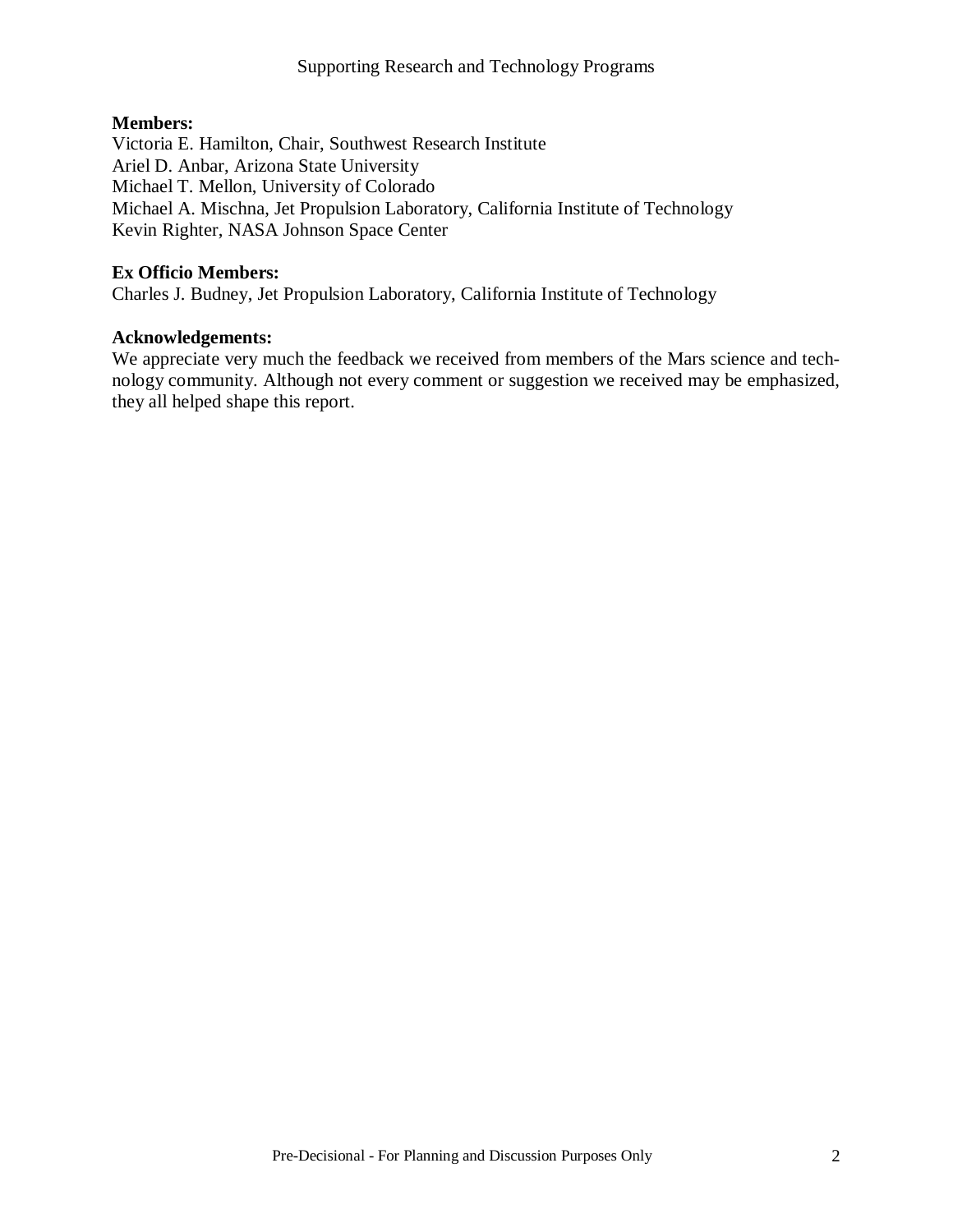**Members:**
Victoria E. Hamilton, Chair, Southwest Research Institute
Ariel D. Anbar, Arizona State University
Michael T. Mellon, University of Colorado
Michael A. Mischna, Jet Propulsion Laboratory, California Institute of Technology
Kevin Righter, NASA Johnson Space Center

**Ex Officio Members:**
Charles J. Budney, Jet Propulsion Laboratory, California Institute of Technology

**Acknowledgements:**
We appreciate very much the feedback we received from members of the Mars science and technology community. Although not every comment or suggestion we received may be emphasized, they all helped shape this report.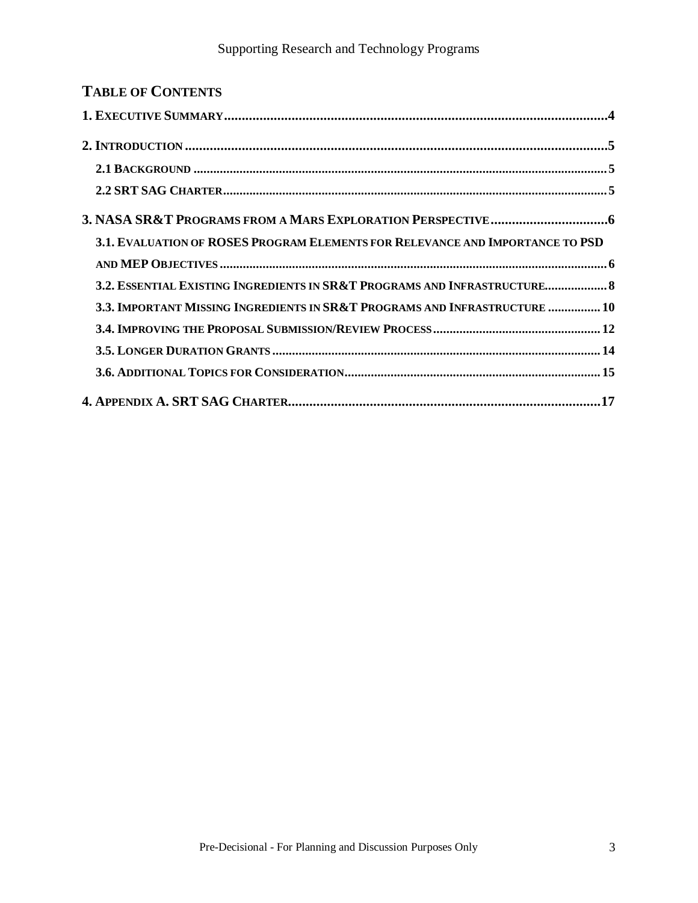## Table of Contents

**1. Executive Summary** ........................................ **4**

**2. Introduction** ........................................ **5**

- **2.1 Background** ........................................ **5**
- **2.2 SRT SAG Charter** ........................................ **5**

**3. NASA SR&T Programs from a Mars Exploration Perspective** ........................................ **6**

- **3.1. Evaluation of ROSES Program Elements for Relevance and Importance to PSD and MEP Objectives** ........................................ **6**
- **3.2. Essential Existing Ingredients in SR&T Programs and Infrastructure** ........................................ **8**
- **3.3. Important Missing Ingredients in SR&T Programs and Infrastructure** ........................................ **10**
- **3.4. Improving the Proposal Submission/Review Process** ........................................ **12**
- **3.5. Longer Duration Grants** ........................................ **14**
- **3.6. Additional Topics for Consideration** ........................................ **15**

**4. Appendix A. SRT SAG Charter** ........................................ **17**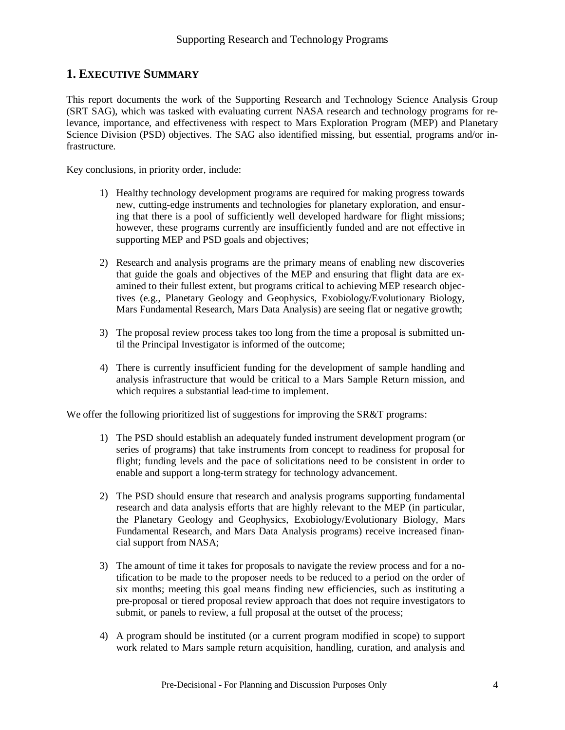## 1. Executive Summary

This report documents the work of the Supporting Research and Technology Science Analysis Group (SRT SAG), which was tasked with evaluating current NASA research and technology programs for relevance, importance, and effectiveness with respect to Mars Exploration Program (MEP) and Planetary Science Division (PSD) objectives. The SAG also identified missing, but essential, programs and/or infrastructure.

Key conclusions, in priority order, include:

1) Healthy technology development programs are required for making progress towards new, cutting-edge instruments and technologies for planetary exploration, and ensuring that there is a pool of sufficiently well developed hardware for flight missions; however, these programs currently are insufficiently funded and are not effective in supporting MEP and PSD goals and objectives;

2) Research and analysis programs are the primary means of enabling new discoveries that guide the goals and objectives of the MEP and ensuring that flight data are examined to their fullest extent, but programs critical to achieving MEP research objectives (e.g., Planetary Geology and Geophysics, Exobiology/Evolutionary Biology, Mars Fundamental Research, Mars Data Analysis) are seeing flat or negative growth;

3) The proposal review process takes too long from the time a proposal is submitted until the Principal Investigator is informed of the outcome;

4) There is currently insufficient funding for the development of sample handling and analysis infrastructure that would be critical to a Mars Sample Return mission, and which requires a substantial lead-time to implement.

We offer the following prioritized list of suggestions for improving the SR&T programs:

1) The PSD should establish an adequately funded instrument development program (or series of programs) that take instruments from concept to readiness for proposal for flight; funding levels and the pace of solicitations need to be consistent in order to enable and support a long-term strategy for technology advancement.

2) The PSD should ensure that research and analysis programs supporting fundamental research and data analysis efforts that are highly relevant to the MEP (in particular, the Planetary Geology and Geophysics, Exobiology/Evolutionary Biology, Mars Fundamental Research, and Mars Data Analysis programs) receive increased financial support from NASA;

3) The amount of time it takes for proposals to navigate the review process and for a notification to be made to the proposer needs to be reduced to a period on the order of six months; meeting this goal means finding new efficiencies, such as instituting a pre-proposal or tiered proposal review approach that does not require investigators to submit, or panels to review, a full proposal at the outset of the process;

4) A program should be instituted (or a current program modified in scope) to support work related to Mars sample return acquisition, handling, curation, and analysis and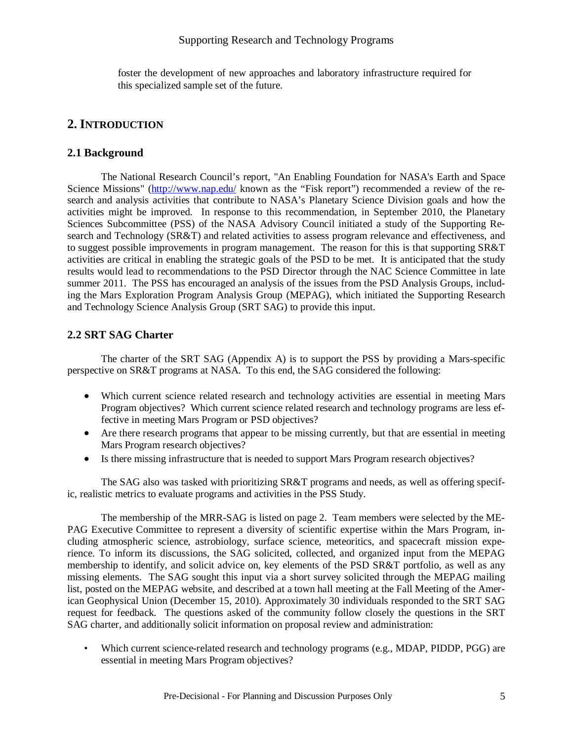foster the development of new approaches and laboratory infrastructure required for this specialized sample set of the future.

## 2. INTRODUCTION

### 2.1 Background

The National Research Council's report, "An Enabling Foundation for NASA's Earth and Space Science Missions" (http://www.nap.edu/ known as the "Fisk report") recommended a review of the research and analysis activities that contribute to NASA's Planetary Science Division goals and how the activities might be improved. In response to this recommendation, in September 2010, the Planetary Sciences Subcommittee (PSS) of the NASA Advisory Council initiated a study of the Supporting Research and Technology (SR&T) and related activities to assess program relevance and effectiveness, and to suggest possible improvements in program management. The reason for this is that supporting SR&T activities are critical in enabling the strategic goals of the PSD to be met. It is anticipated that the study results would lead to recommendations to the PSD Director through the NAC Science Committee in late summer 2011. The PSS has encouraged an analysis of the issues from the PSD Analysis Groups, including the Mars Exploration Program Analysis Group (MEPAG), which initiated the Supporting Research and Technology Science Analysis Group (SRT SAG) to provide this input.

### 2.2 SRT SAG Charter

The charter of the SRT SAG (Appendix A) is to support the PSS by providing a Mars-specific perspective on SR&T programs at NASA. To this end, the SAG considered the following:

- Which current science related research and technology activities are essential in meeting Mars Program objectives? Which current science related research and technology programs are less effective in meeting Mars Program or PSD objectives?
- Are there research programs that appear to be missing currently, but that are essential in meeting Mars Program research objectives?
- Is there missing infrastructure that is needed to support Mars Program research objectives?

The SAG also was tasked with prioritizing SR&T programs and needs, as well as offering specific, realistic metrics to evaluate programs and activities in the PSS Study.

The membership of the MRR-SAG is listed on page 2. Team members were selected by the MEPAG Executive Committee to represent a diversity of scientific expertise within the Mars Program, including atmospheric science, astrobiology, surface science, meteoritics, and spacecraft mission experience. To inform its discussions, the SAG solicited, collected, and organized input from the MEPAG membership to identify, and solicit advice on, key elements of the PSD SR&T portfolio, as well as any missing elements. The SAG sought this input via a short survey solicited through the MEPAG mailing list, posted on the MEPAG website, and described at a town hall meeting at the Fall Meeting of the American Geophysical Union (December 15, 2010). Approximately 30 individuals responded to the SRT SAG request for feedback. The questions asked of the community follow closely the questions in the SRT SAG charter, and additionally solicit information on proposal review and administration:

- Which current science-related research and technology programs (e.g., MDAP, PIDDP, PGG) are essential in meeting Mars Program objectives?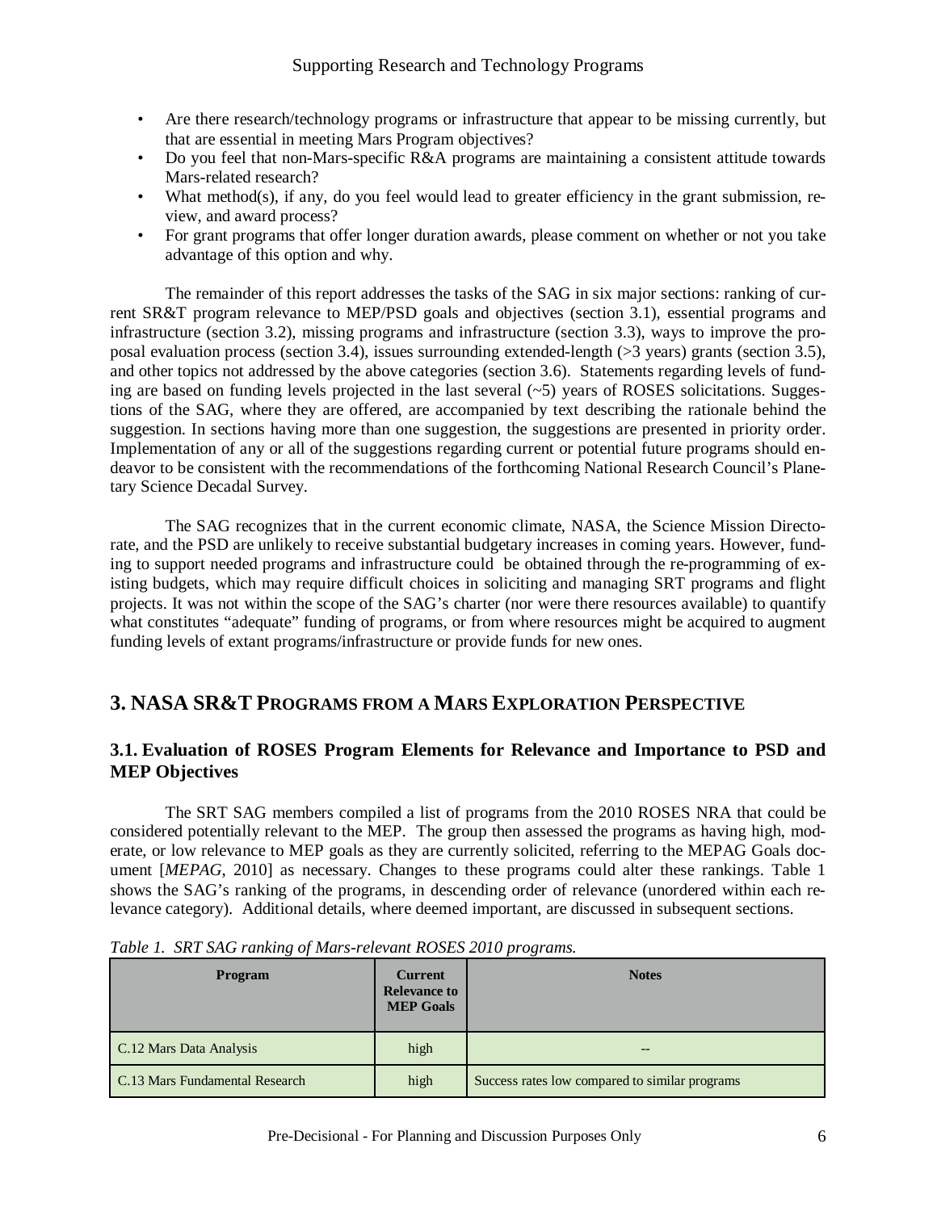- Are there research/technology programs or infrastructure that appear to be missing currently, but that are essential in meeting Mars Program objectives?
- Do you feel that non-Mars-specific R&A programs are maintaining a consistent attitude towards Mars-related research?
- What method(s), if any, do you feel would lead to greater efficiency in the grant submission, review, and award process?
- For grant programs that offer longer duration awards, please comment on whether or not you take advantage of this option and why.

The remainder of this report addresses the tasks of the SAG in six major sections: ranking of current SR&T program relevance to MEP/PSD goals and objectives (section 3.1), essential programs and infrastructure (section 3.2), missing programs and infrastructure (section 3.3), ways to improve the proposal evaluation process (section 3.4), issues surrounding extended-length (>3 years) grants (section 3.5), and other topics not addressed by the above categories (section 3.6). Statements regarding levels of funding are based on funding levels projected in the last several (~5) years of ROSES solicitations. Suggestions of the SAG, where they are offered, are accompanied by text describing the rationale behind the suggestion. In sections having more than one suggestion, the suggestions are presented in priority order. Implementation of any or all of the suggestions regarding current or potential future programs should endeavor to be consistent with the recommendations of the forthcoming National Research Council's Planetary Science Decadal Survey.

The SAG recognizes that in the current economic climate, NASA, the Science Mission Directorate, and the PSD are unlikely to receive substantial budgetary increases in coming years. However, funding to support needed programs and infrastructure could be obtained through the re-programming of existing budgets, which may require difficult choices in soliciting and managing SRT programs and flight projects. It was not within the scope of the SAG's charter (nor were there resources available) to quantify what constitutes "adequate" funding of programs, or from where resources might be acquired to augment funding levels of extant programs/infrastructure or provide funds for new ones.

# 3. NASA SR&T Programs from a Mars Exploration Perspective

## 3.1. Evaluation of ROSES Program Elements for Relevance and Importance to PSD and MEP Objectives

The SRT SAG members compiled a list of programs from the 2010 ROSES NRA that could be considered potentially relevant to the MEP. The group then assessed the programs as having high, moderate, or low relevance to MEP goals as they are currently solicited, referring to the MEPAG Goals document [*MEPAG*, 2010] as necessary. Changes to these programs could alter these rankings. Table 1 shows the SAG's ranking of the programs, in descending order of relevance (unordered within each relevance category). Additional details, where deemed important, are discussed in subsequent sections.

*Table 1. SRT SAG ranking of Mars-relevant ROSES 2010 programs.*

| Program | Current Relevance to MEP Goals | Notes |
|---|---|---|
| C.12 Mars Data Analysis | high | -- |
| C.13 Mars Fundamental Research | high | Success rates low compared to similar programs |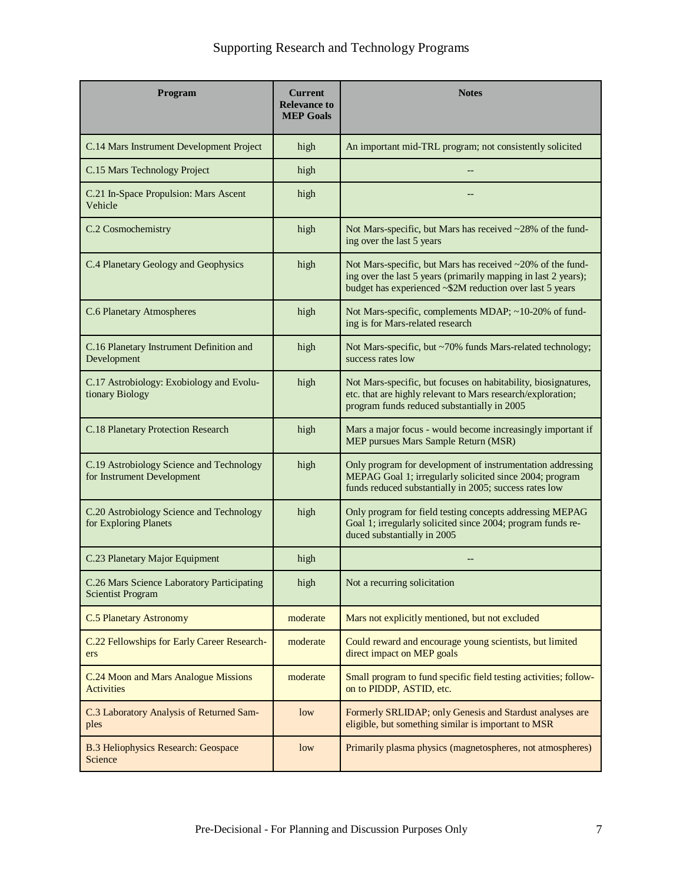# Supporting Research and Technology Programs

| Program | Current Relevance to MEP Goals | Notes |
|---|---|---|
| C.14 Mars Instrument Development Project | high | An important mid-TRL program; not consistently solicited |
| C.15 Mars Technology Project | high | -- |
| C.21 In-Space Propulsion: Mars Ascent Vehicle | high | -- |
| C.2 Cosmochemistry | high | Not Mars-specific, but Mars has received ~28% of the funding over the last 5 years |
| C.4 Planetary Geology and Geophysics | high | Not Mars-specific, but Mars has received ~20% of the funding over the last 5 years (primarily mapping in last 2 years); budget has experienced ~$2M reduction over last 5 years |
| C.6 Planetary Atmospheres | high | Not Mars-specific, complements MDAP; ~10-20% of funding is for Mars-related research |
| C.16 Planetary Instrument Definition and Development | high | Not Mars-specific, but ~70% funds Mars-related technology; success rates low |
| C.17 Astrobiology: Exobiology and Evolutionary Biology | high | Not Mars-specific, but focuses on habitability, biosignatures, etc. that are highly relevant to Mars research/exploration; program funds reduced substantially in 2005 |
| C.18 Planetary Protection Research | high | Mars a major focus - would become increasingly important if MEP pursues Mars Sample Return (MSR) |
| C.19 Astrobiology Science and Technology for Instrument Development | high | Only program for development of instrumentation addressing MEPAG Goal 1; irregularly solicited since 2004; program funds reduced substantially in 2005; success rates low |
| C.20 Astrobiology Science and Technology for Exploring Planets | high | Only program for field testing concepts addressing MEPAG Goal 1; irregularly solicited since 2004; program funds reduced substantially in 2005 |
| C.23 Planetary Major Equipment | high | -- |
| C.26 Mars Science Laboratory Participating Scientist Program | high | Not a recurring solicitation |
| C.5 Planetary Astronomy | moderate | Mars not explicitly mentioned, but not excluded |
| C.22 Fellowships for Early Career Researchers | moderate | Could reward and encourage young scientists, but limited direct impact on MEP goals |
| C.24 Moon and Mars Analogue Missions Activities | moderate | Small program to fund specific field testing activities; follow-on to PIDDP, ASTID, etc. |
| C.3 Laboratory Analysis of Returned Samples | low | Formerly SRLIDAP; only Genesis and Stardust analyses are eligible, but something similar is important to MSR |
| B.3 Heliophysics Research: Geospace Science | low | Primarily plasma physics (magnetospheres, not atmospheres) |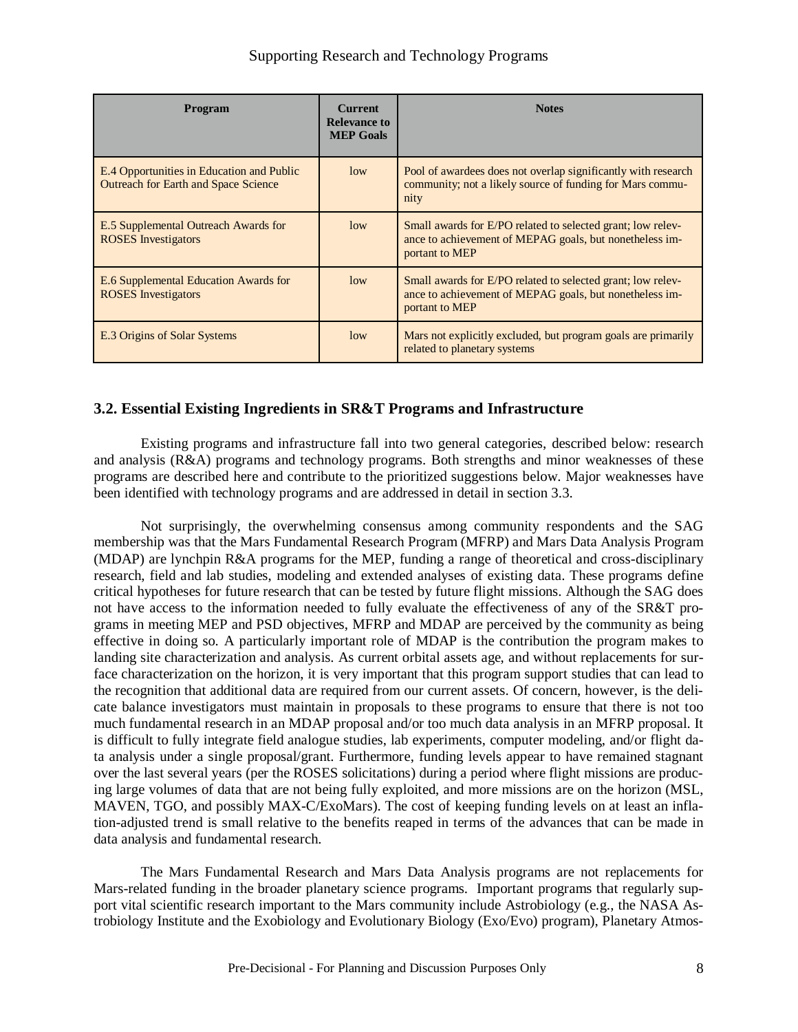| Program | Current Relevance to MEP Goals | Notes |
|---|---|---|
| E.4 Opportunities in Education and Public Outreach for Earth and Space Science | low | Pool of awardees does not overlap significantly with research community; not a likely source of funding for Mars community |
| E.5 Supplemental Outreach Awards for ROSES Investigators | low | Small awards for E/PO related to selected grant; low relevance to achievement of MEPAG goals, but nonetheless important to MEP |
| E.6 Supplemental Education Awards for ROSES Investigators | low | Small awards for E/PO related to selected grant; low relevance to achievement of MEPAG goals, but nonetheless important to MEP |
| E.3 Origins of Solar Systems | low | Mars not explicitly excluded, but program goals are primarily related to planetary systems |

## 3.2. Essential Existing Ingredients in SR&T Programs and Infrastructure

Existing programs and infrastructure fall into two general categories, described below: research and analysis (R&A) programs and technology programs. Both strengths and minor weaknesses of these programs are described here and contribute to the prioritized suggestions below. Major weaknesses have been identified with technology programs and are addressed in detail in section 3.3.

Not surprisingly, the overwhelming consensus among community respondents and the SAG membership was that the Mars Fundamental Research Program (MFRP) and Mars Data Analysis Program (MDAP) are lynchpin R&A programs for the MEP, funding a range of theoretical and cross-disciplinary research, field and lab studies, modeling and extended analyses of existing data. These programs define critical hypotheses for future research that can be tested by future flight missions. Although the SAG does not have access to the information needed to fully evaluate the effectiveness of any of the SR&T programs in meeting MEP and PSD objectives, MFRP and MDAP are perceived by the community as being effective in doing so. A particularly important role of MDAP is the contribution the program makes to landing site characterization and analysis. As current orbital assets age, and without replacements for surface characterization on the horizon, it is very important that this program support studies that can lead to the recognition that additional data are required from our current assets. Of concern, however, is the delicate balance investigators must maintain in proposals to these programs to ensure that there is not too much fundamental research in an MDAP proposal and/or too much data analysis in an MFRP proposal. It is difficult to fully integrate field analogue studies, lab experiments, computer modeling, and/or flight data analysis under a single proposal/grant. Furthermore, funding levels appear to have remained stagnant over the last several years (per the ROSES solicitations) during a period where flight missions are producing large volumes of data that are not being fully exploited, and more missions are on the horizon (MSL, MAVEN, TGO, and possibly MAX-C/ExoMars). The cost of keeping funding levels on at least an inflation-adjusted trend is small relative to the benefits reaped in terms of the advances that can be made in data analysis and fundamental research.

The Mars Fundamental Research and Mars Data Analysis programs are not replacements for Mars-related funding in the broader planetary science programs. Important programs that regularly support vital scientific research important to the Mars community include Astrobiology (e.g., the NASA Astrobiology Institute and the Exobiology and Evolutionary Biology (Exo/Evo) program), Planetary Atmos-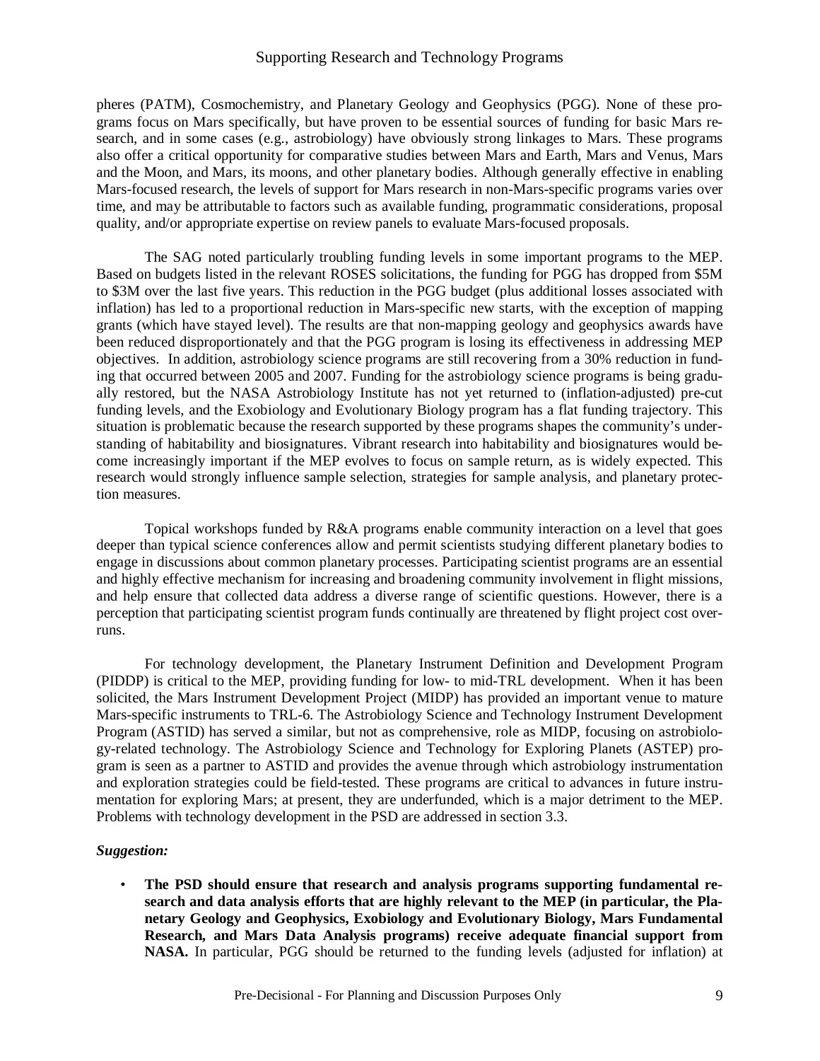pheres (PATM), Cosmochemistry, and Planetary Geology and Geophysics (PGG). None of these programs focus on Mars specifically, but have proven to be essential sources of funding for basic Mars research, and in some cases (e.g., astrobiology) have obviously strong linkages to Mars. These programs also offer a critical opportunity for comparative studies between Mars and Earth, Mars and Venus, Mars and the Moon, and Mars, its moons, and other planetary bodies. Although generally effective in enabling Mars-focused research, the levels of support for Mars research in non-Mars-specific programs varies over time, and may be attributable to factors such as available funding, programmatic considerations, proposal quality, and/or appropriate expertise on review panels to evaluate Mars-focused proposals.

The SAG noted particularly troubling funding levels in some important programs to the MEP. Based on budgets listed in the relevant ROSES solicitations, the funding for PGG has dropped from $5M to $3M over the last five years. This reduction in the PGG budget (plus additional losses associated with inflation) has led to a proportional reduction in Mars-specific new starts, with the exception of mapping grants (which have stayed level). The results are that non-mapping geology and geophysics awards have been reduced disproportionately and that the PGG program is losing its effectiveness in addressing MEP objectives. In addition, astrobiology science programs are still recovering from a 30% reduction in funding that occurred between 2005 and 2007. Funding for the astrobiology science programs is being gradually restored, but the NASA Astrobiology Institute has not yet returned to (inflation-adjusted) pre-cut funding levels, and the Exobiology and Evolutionary Biology program has a flat funding trajectory. This situation is problematic because the research supported by these programs shapes the community's understanding of habitability and biosignatures. Vibrant research into habitability and biosignatures would become increasingly important if the MEP evolves to focus on sample return, as is widely expected. This research would strongly influence sample selection, strategies for sample analysis, and planetary protection measures.

Topical workshops funded by R&A programs enable community interaction on a level that goes deeper than typical science conferences allow and permit scientists studying different planetary bodies to engage in discussions about common planetary processes. Participating scientist programs are an essential and highly effective mechanism for increasing and broadening community involvement in flight missions, and help ensure that collected data address a diverse range of scientific questions. However, there is a perception that participating scientist program funds continually are threatened by flight project cost overruns.

For technology development, the Planetary Instrument Definition and Development Program (PIDDP) is critical to the MEP, providing funding for low- to mid-TRL development. When it has been solicited, the Mars Instrument Development Project (MIDP) has provided an important venue to mature Mars-specific instruments to TRL-6. The Astrobiology Science and Technology Instrument Development Program (ASTID) has served a similar, but not as comprehensive, role as MIDP, focusing on astrobiology-related technology. The Astrobiology Science and Technology for Exploring Planets (ASTEP) program is seen as a partner to ASTID and provides the avenue through which astrobiology instrumentation and exploration strategies could be field-tested. These programs are critical to advances in future instrumentation for exploring Mars; at present, they are underfunded, which is a major detriment to the MEP. Problems with technology development in the PSD are addressed in section 3.3.

***Suggestion:***

- **The PSD should ensure that research and analysis programs supporting fundamental research and data analysis efforts that are highly relevant to the MEP (in particular, the Planetary Geology and Geophysics, Exobiology and Evolutionary Biology, Mars Fundamental Research, and Mars Data Analysis programs) receive adequate financial support from NASA.** In particular, PGG should be returned to the funding levels (adjusted for inflation) at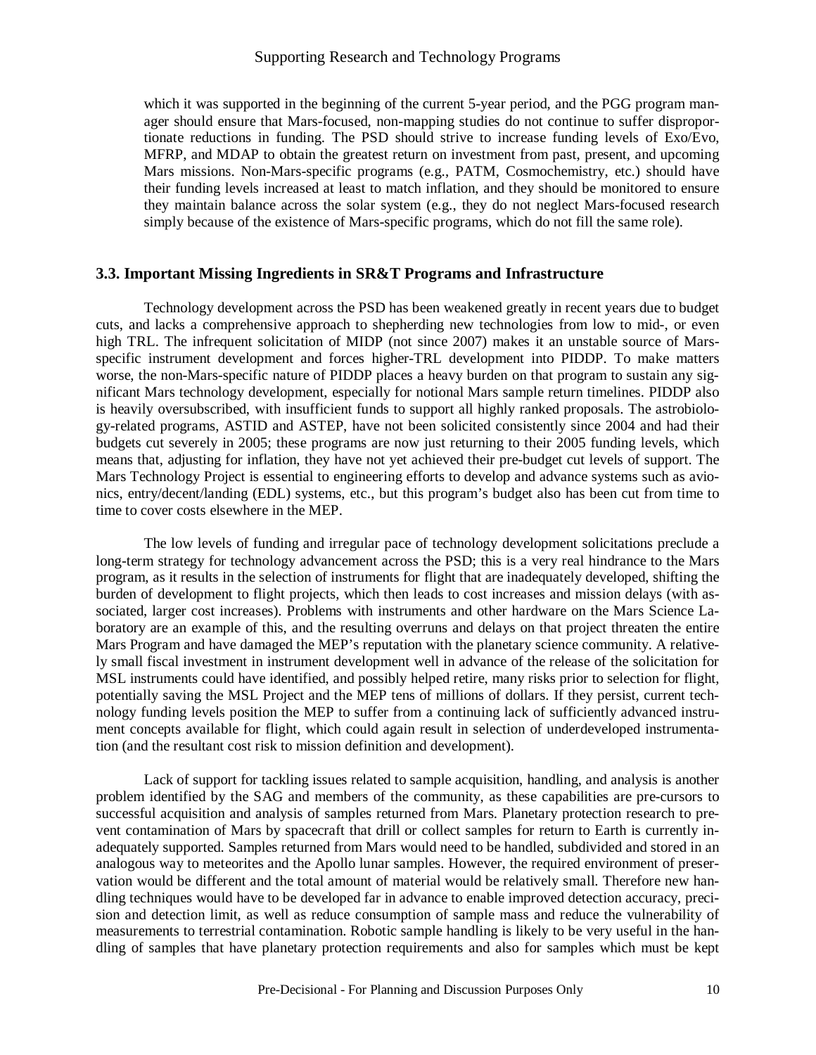which it was supported in the beginning of the current 5-year period, and the PGG program manager should ensure that Mars-focused, non-mapping studies do not continue to suffer disproportionate reductions in funding. The PSD should strive to increase funding levels of Exo/Evo, MFRP, and MDAP to obtain the greatest return on investment from past, present, and upcoming Mars missions. Non-Mars-specific programs (e.g., PATM, Cosmochemistry, etc.) should have their funding levels increased at least to match inflation, and they should be monitored to ensure they maintain balance across the solar system (e.g., they do not neglect Mars-focused research simply because of the existence of Mars-specific programs, which do not fill the same role).

### 3.3. Important Missing Ingredients in SR&T Programs and Infrastructure

Technology development across the PSD has been weakened greatly in recent years due to budget cuts, and lacks a comprehensive approach to shepherding new technologies from low to mid-, or even high TRL. The infrequent solicitation of MIDP (not since 2007) makes it an unstable source of Mars-specific instrument development and forces higher-TRL development into PIDDP. To make matters worse, the non-Mars-specific nature of PIDDP places a heavy burden on that program to sustain any significant Mars technology development, especially for notional Mars sample return timelines. PIDDP also is heavily oversubscribed, with insufficient funds to support all highly ranked proposals. The astrobiology-related programs, ASTID and ASTEP, have not been solicited consistently since 2004 and had their budgets cut severely in 2005; these programs are now just returning to their 2005 funding levels, which means that, adjusting for inflation, they have not yet achieved their pre-budget cut levels of support. The Mars Technology Project is essential to engineering efforts to develop and advance systems such as avionics, entry/decent/landing (EDL) systems, etc., but this program's budget also has been cut from time to time to cover costs elsewhere in the MEP.

The low levels of funding and irregular pace of technology development solicitations preclude a long-term strategy for technology advancement across the PSD; this is a very real hindrance to the Mars program, as it results in the selection of instruments for flight that are inadequately developed, shifting the burden of development to flight projects, which then leads to cost increases and mission delays (with associated, larger cost increases). Problems with instruments and other hardware on the Mars Science Laboratory are an example of this, and the resulting overruns and delays on that project threaten the entire Mars Program and have damaged the MEP's reputation with the planetary science community. A relatively small fiscal investment in instrument development well in advance of the release of the solicitation for MSL instruments could have identified, and possibly helped retire, many risks prior to selection for flight, potentially saving the MSL Project and the MEP tens of millions of dollars. If they persist, current technology funding levels position the MEP to suffer from a continuing lack of sufficiently advanced instrument concepts available for flight, which could again result in selection of underdeveloped instrumentation (and the resultant cost risk to mission definition and development).

Lack of support for tackling issues related to sample acquisition, handling, and analysis is another problem identified by the SAG and members of the community, as these capabilities are pre-cursors to successful acquisition and analysis of samples returned from Mars. Planetary protection research to prevent contamination of Mars by spacecraft that drill or collect samples for return to Earth is currently inadequately supported. Samples returned from Mars would need to be handled, subdivided and stored in an analogous way to meteorites and the Apollo lunar samples. However, the required environment of preservation would be different and the total amount of material would be relatively small. Therefore new handling techniques would have to be developed far in advance to enable improved detection accuracy, precision and detection limit, as well as reduce consumption of sample mass and reduce the vulnerability of measurements to terrestrial contamination. Robotic sample handling is likely to be very useful in the handling of samples that have planetary protection requirements and also for samples which must be kept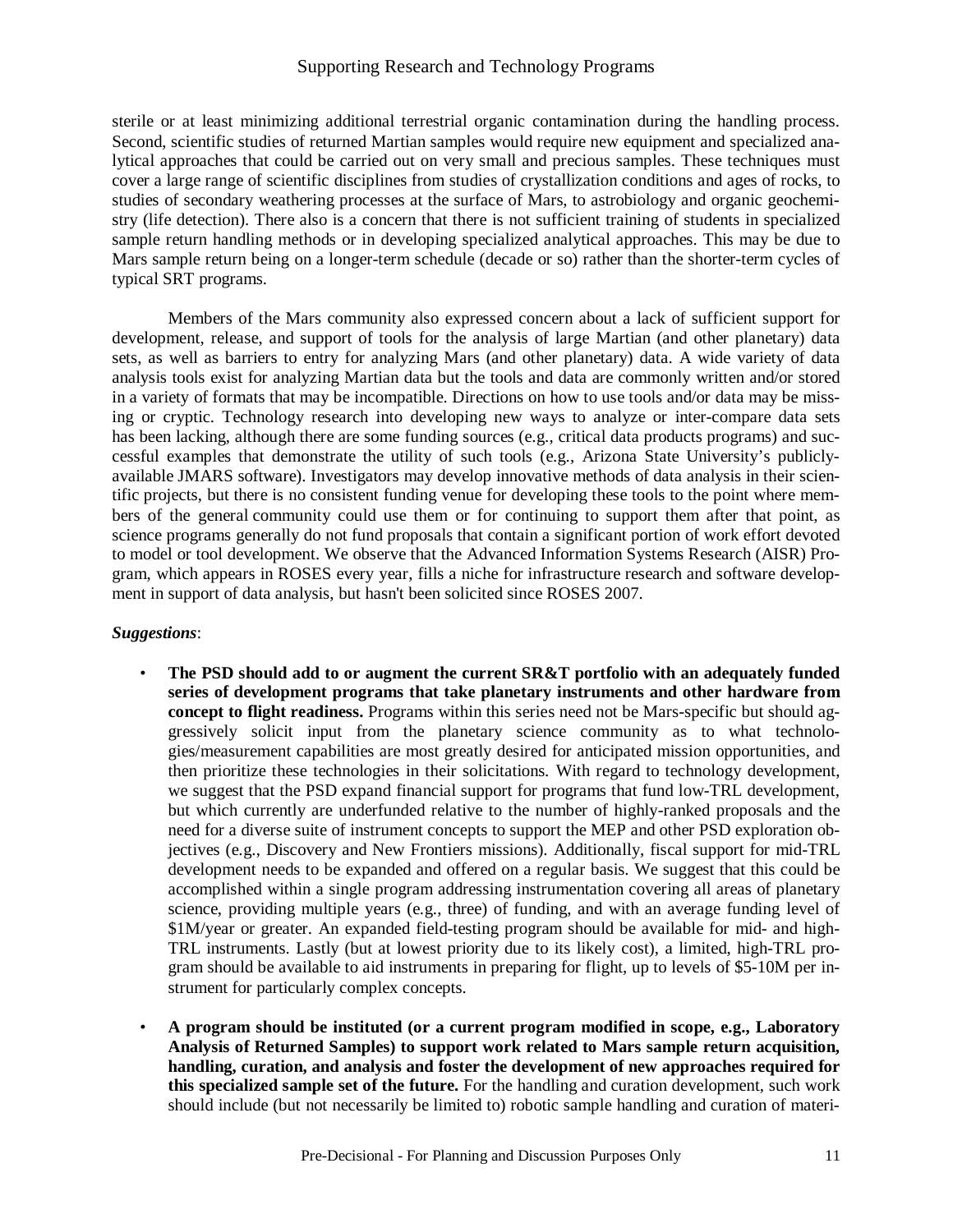sterile or at least minimizing additional terrestrial organic contamination during the handling process. Second, scientific studies of returned Martian samples would require new equipment and specialized analytical approaches that could be carried out on very small and precious samples. These techniques must cover a large range of scientific disciplines from studies of crystallization conditions and ages of rocks, to studies of secondary weathering processes at the surface of Mars, to astrobiology and organic geochemistry (life detection). There also is a concern that there is not sufficient training of students in specialized sample return handling methods or in developing specialized analytical approaches. This may be due to Mars sample return being on a longer-term schedule (decade or so) rather than the shorter-term cycles of typical SRT programs.

Members of the Mars community also expressed concern about a lack of sufficient support for development, release, and support of tools for the analysis of large Martian (and other planetary) data sets, as well as barriers to entry for analyzing Mars (and other planetary) data. A wide variety of data analysis tools exist for analyzing Martian data but the tools and data are commonly written and/or stored in a variety of formats that may be incompatible. Directions on how to use tools and/or data may be missing or cryptic. Technology research into developing new ways to analyze or inter-compare data sets has been lacking, although there are some funding sources (e.g., critical data products programs) and successful examples that demonstrate the utility of such tools (e.g., Arizona State University's publicly-available JMARS software). Investigators may develop innovative methods of data analysis in their scientific projects, but there is no consistent funding venue for developing these tools to the point where members of the general community could use them or for continuing to support them after that point, as science programs generally do not fund proposals that contain a significant portion of work effort devoted to model or tool development. We observe that the Advanced Information Systems Research (AISR) Program, which appears in ROSES every year, fills a niche for infrastructure research and software development in support of data analysis, but hasn't been solicited since ROSES 2007.

***Suggestions***:

- **The PSD should add to or augment the current SR&T portfolio with an adequately funded series of development programs that take planetary instruments and other hardware from concept to flight readiness.** Programs within this series need not be Mars-specific but should aggressively solicit input from the planetary science community as to what technologies/measurement capabilities are most greatly desired for anticipated mission opportunities, and then prioritize these technologies in their solicitations. With regard to technology development, we suggest that the PSD expand financial support for programs that fund low-TRL development, but which currently are underfunded relative to the number of highly-ranked proposals and the need for a diverse suite of instrument concepts to support the MEP and other PSD exploration objectives (e.g., Discovery and New Frontiers missions). Additionally, fiscal support for mid-TRL development needs to be expanded and offered on a regular basis. We suggest that this could be accomplished within a single program addressing instrumentation covering all areas of planetary science, providing multiple years (e.g., three) of funding, and with an average funding level of \$1M/year or greater. An expanded field-testing program should be available for mid- and high-TRL instruments. Lastly (but at lowest priority due to its likely cost), a limited, high-TRL program should be available to aid instruments in preparing for flight, up to levels of \$5-10M per instrument for particularly complex concepts.

- **A program should be instituted (or a current program modified in scope, e.g., Laboratory Analysis of Returned Samples) to support work related to Mars sample return acquisition, handling, curation, and analysis and foster the development of new approaches required for this specialized sample set of the future.** For the handling and curation development, such work should include (but not necessarily be limited to) robotic sample handling and curation of materi-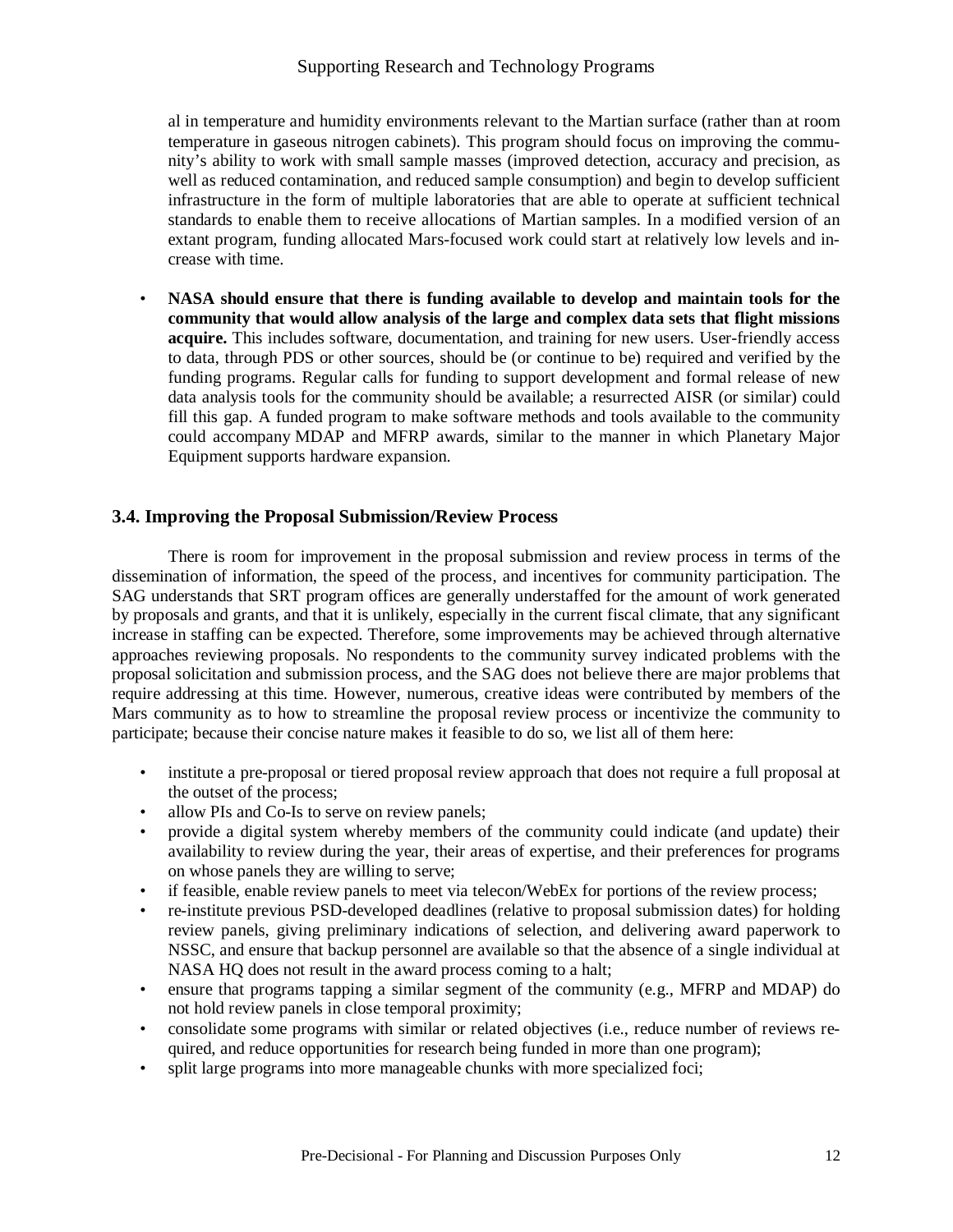al in temperature and humidity environments relevant to the Martian surface (rather than at room temperature in gaseous nitrogen cabinets). This program should focus on improving the community's ability to work with small sample masses (improved detection, accuracy and precision, as well as reduced contamination, and reduced sample consumption) and begin to develop sufficient infrastructure in the form of multiple laboratories that are able to operate at sufficient technical standards to enable them to receive allocations of Martian samples. In a modified version of an extant program, funding allocated Mars-focused work could start at relatively low levels and increase with time.

- **NASA should ensure that there is funding available to develop and maintain tools for the community that would allow analysis of the large and complex data sets that flight missions acquire.** This includes software, documentation, and training for new users. User-friendly access to data, through PDS or other sources, should be (or continue to be) required and verified by the funding programs. Regular calls for funding to support development and formal release of new data analysis tools for the community should be available; a resurrected AISR (or similar) could fill this gap. A funded program to make software methods and tools available to the community could accompany MDAP and MFRP awards, similar to the manner in which Planetary Major Equipment supports hardware expansion.

### 3.4. Improving the Proposal Submission/Review Process

There is room for improvement in the proposal submission and review process in terms of the dissemination of information, the speed of the process, and incentives for community participation. The SAG understands that SRT program offices are generally understaffed for the amount of work generated by proposals and grants, and that it is unlikely, especially in the current fiscal climate, that any significant increase in staffing can be expected. Therefore, some improvements may be achieved through alternative approaches reviewing proposals. No respondents to the community survey indicated problems with the proposal solicitation and submission process, and the SAG does not believe there are major problems that require addressing at this time. However, numerous, creative ideas were contributed by members of the Mars community as to how to streamline the proposal review process or incentivize the community to participate; because their concise nature makes it feasible to do so, we list all of them here:

- institute a pre-proposal or tiered proposal review approach that does not require a full proposal at the outset of the process;
- allow PIs and Co-Is to serve on review panels;
- provide a digital system whereby members of the community could indicate (and update) their availability to review during the year, their areas of expertise, and their preferences for programs on whose panels they are willing to serve;
- if feasible, enable review panels to meet via telecon/WebEx for portions of the review process;
- re-institute previous PSD-developed deadlines (relative to proposal submission dates) for holding review panels, giving preliminary indications of selection, and delivering award paperwork to NSSC, and ensure that backup personnel are available so that the absence of a single individual at NASA HQ does not result in the award process coming to a halt;
- ensure that programs tapping a similar segment of the community (e.g., MFRP and MDAP) do not hold review panels in close temporal proximity;
- consolidate some programs with similar or related objectives (i.e., reduce number of reviews required, and reduce opportunities for research being funded in more than one program);
- split large programs into more manageable chunks with more specialized foci;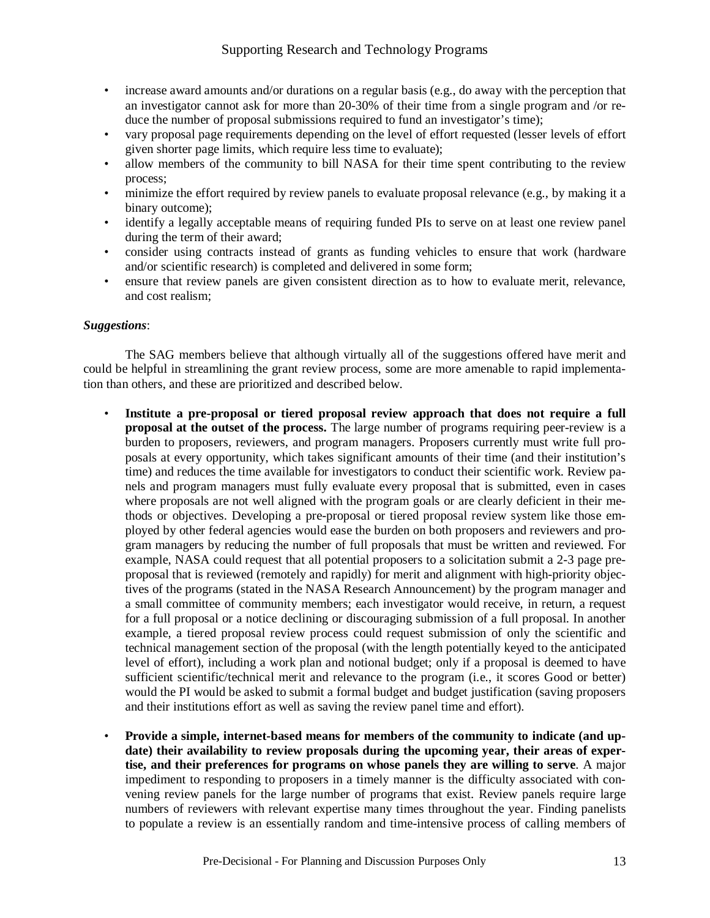- increase award amounts and/or durations on a regular basis (e.g., do away with the perception that an investigator cannot ask for more than 20-30% of their time from a single program and /or reduce the number of proposal submissions required to fund an investigator's time);
- vary proposal page requirements depending on the level of effort requested (lesser levels of effort given shorter page limits, which require less time to evaluate);
- allow members of the community to bill NASA for their time spent contributing to the review process;
- minimize the effort required by review panels to evaluate proposal relevance (e.g., by making it a binary outcome);
- identify a legally acceptable means of requiring funded PIs to serve on at least one review panel during the term of their award;
- consider using contracts instead of grants as funding vehicles to ensure that work (hardware and/or scientific research) is completed and delivered in some form;
- ensure that review panels are given consistent direction as to how to evaluate merit, relevance, and cost realism;

***Suggestions***:

The SAG members believe that although virtually all of the suggestions offered have merit and could be helpful in streamlining the grant review process, some are more amenable to rapid implementation than others, and these are prioritized and described below.

- **Institute a pre-proposal or tiered proposal review approach that does not require a full proposal at the outset of the process.** The large number of programs requiring peer-review is a burden to proposers, reviewers, and program managers. Proposers currently must write full proposals at every opportunity, which takes significant amounts of their time (and their institution's time) and reduces the time available for investigators to conduct their scientific work. Review panels and program managers must fully evaluate every proposal that is submitted, even in cases where proposals are not well aligned with the program goals or are clearly deficient in their methods or objectives. Developing a pre-proposal or tiered proposal review system like those employed by other federal agencies would ease the burden on both proposers and reviewers and program managers by reducing the number of full proposals that must be written and reviewed. For example, NASA could request that all potential proposers to a solicitation submit a 2-3 page pre-proposal that is reviewed (remotely and rapidly) for merit and alignment with high-priority objectives of the programs (stated in the NASA Research Announcement) by the program manager and a small committee of community members; each investigator would receive, in return, a request for a full proposal or a notice declining or discouraging submission of a full proposal. In another example, a tiered proposal review process could request submission of only the scientific and technical management section of the proposal (with the length potentially keyed to the anticipated level of effort), including a work plan and notional budget; only if a proposal is deemed to have sufficient scientific/technical merit and relevance to the program (i.e., it scores Good or better) would the PI would be asked to submit a formal budget and budget justification (saving proposers and their institutions effort as well as saving the review panel time and effort).

- **Provide a simple, internet-based means for members of the community to indicate (and update) their availability to review proposals during the upcoming year, their areas of expertise, and their preferences for programs on whose panels they are willing to serve**. A major impediment to responding to proposers in a timely manner is the difficulty associated with convening review panels for the large number of programs that exist. Review panels require large numbers of reviewers with relevant expertise many times throughout the year. Finding panelists to populate a review is an essentially random and time-intensive process of calling members of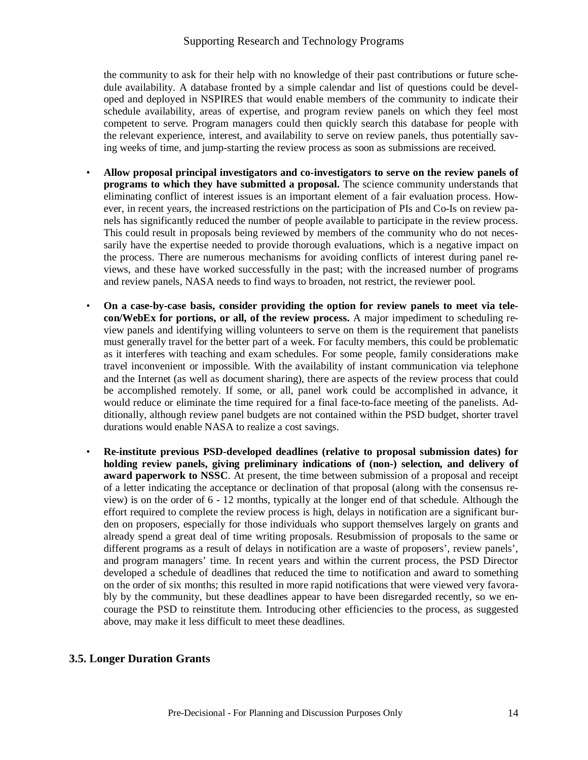the community to ask for their help with no knowledge of their past contributions or future schedule availability. A database fronted by a simple calendar and list of questions could be developed and deployed in NSPIRES that would enable members of the community to indicate their schedule availability, areas of expertise, and program review panels on which they feel most competent to serve. Program managers could then quickly search this database for people with the relevant experience, interest, and availability to serve on review panels, thus potentially saving weeks of time, and jump-starting the review process as soon as submissions are received.

- **Allow proposal principal investigators and co-investigators to serve on the review panels of programs to which they have submitted a proposal.** The science community understands that eliminating conflict of interest issues is an important element of a fair evaluation process. However, in recent years, the increased restrictions on the participation of PIs and Co-Is on review panels has significantly reduced the number of people available to participate in the review process. This could result in proposals being reviewed by members of the community who do not necessarily have the expertise needed to provide thorough evaluations, which is a negative impact on the process. There are numerous mechanisms for avoiding conflicts of interest during panel reviews, and these have worked successfully in the past; with the increased number of programs and review panels, NASA needs to find ways to broaden, not restrict, the reviewer pool.

- **On a case-by-case basis, consider providing the option for review panels to meet via telecon/WebEx for portions, or all, of the review process.** A major impediment to scheduling review panels and identifying willing volunteers to serve on them is the requirement that panelists must generally travel for the better part of a week. For faculty members, this could be problematic as it interferes with teaching and exam schedules. For some people, family considerations make travel inconvenient or impossible. With the availability of instant communication via telephone and the Internet (as well as document sharing), there are aspects of the review process that could be accomplished remotely. If some, or all, panel work could be accomplished in advance, it would reduce or eliminate the time required for a final face-to-face meeting of the panelists. Additionally, although review panel budgets are not contained within the PSD budget, shorter travel durations would enable NASA to realize a cost savings.

- **Re-institute previous PSD-developed deadlines (relative to proposal submission dates) for holding review panels, giving preliminary indications of (non-) selection, and delivery of award paperwork to NSSC**. At present, the time between submission of a proposal and receipt of a letter indicating the acceptance or declination of that proposal (along with the consensus review) is on the order of 6 - 12 months, typically at the longer end of that schedule. Although the effort required to complete the review process is high, delays in notification are a significant burden on proposers, especially for those individuals who support themselves largely on grants and already spend a great deal of time writing proposals. Resubmission of proposals to the same or different programs as a result of delays in notification are a waste of proposers', review panels', and program managers' time. In recent years and within the current process, the PSD Director developed a schedule of deadlines that reduced the time to notification and award to something on the order of six months; this resulted in more rapid notifications that were viewed very favorably by the community, but these deadlines appear to have been disregarded recently, so we encourage the PSD to reinstitute them. Introducing other efficiencies to the process, as suggested above, may make it less difficult to meet these deadlines.

## 3.5. Longer Duration Grants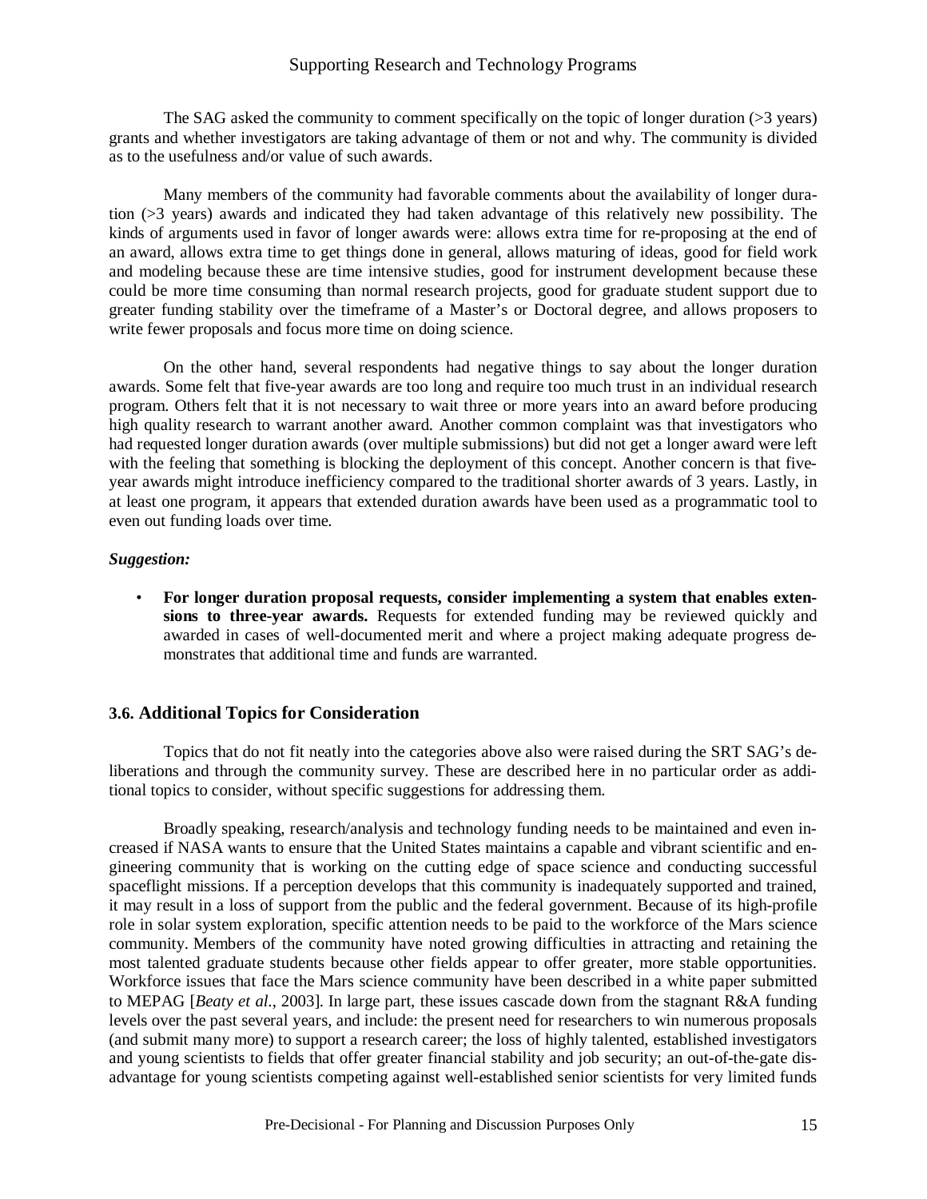The SAG asked the community to comment specifically on the topic of longer duration (>3 years) grants and whether investigators are taking advantage of them or not and why. The community is divided as to the usefulness and/or value of such awards.

Many members of the community had favorable comments about the availability of longer duration (>3 years) awards and indicated they had taken advantage of this relatively new possibility. The kinds of arguments used in favor of longer awards were: allows extra time for re-proposing at the end of an award, allows extra time to get things done in general, allows maturing of ideas, good for field work and modeling because these are time intensive studies, good for instrument development because these could be more time consuming than normal research projects, good for graduate student support due to greater funding stability over the timeframe of a Master's or Doctoral degree, and allows proposers to write fewer proposals and focus more time on doing science.

On the other hand, several respondents had negative things to say about the longer duration awards. Some felt that five-year awards are too long and require too much trust in an individual research program. Others felt that it is not necessary to wait three or more years into an award before producing high quality research to warrant another award. Another common complaint was that investigators who had requested longer duration awards (over multiple submissions) but did not get a longer award were left with the feeling that something is blocking the deployment of this concept. Another concern is that five-year awards might introduce inefficiency compared to the traditional shorter awards of 3 years. Lastly, in at least one program, it appears that extended duration awards have been used as a programmatic tool to even out funding loads over time.

***Suggestion:***

- **For longer duration proposal requests, consider implementing a system that enables extensions to three-year awards.** Requests for extended funding may be reviewed quickly and awarded in cases of well-documented merit and where a project making adequate progress demonstrates that additional time and funds are warranted.

### 3.6. Additional Topics for Consideration

Topics that do not fit neatly into the categories above also were raised during the SRT SAG's deliberations and through the community survey. These are described here in no particular order as additional topics to consider, without specific suggestions for addressing them.

Broadly speaking, research/analysis and technology funding needs to be maintained and even increased if NASA wants to ensure that the United States maintains a capable and vibrant scientific and engineering community that is working on the cutting edge of space science and conducting successful spaceflight missions. If a perception develops that this community is inadequately supported and trained, it may result in a loss of support from the public and the federal government. Because of its high-profile role in solar system exploration, specific attention needs to be paid to the workforce of the Mars science community. Members of the community have noted growing difficulties in attracting and retaining the most talented graduate students because other fields appear to offer greater, more stable opportunities. Workforce issues that face the Mars science community have been described in a white paper submitted to MEPAG [*Beaty et al.*, 2003]. In large part, these issues cascade down from the stagnant R&A funding levels over the past several years, and include: the present need for researchers to win numerous proposals (and submit many more) to support a research career; the loss of highly talented, established investigators and young scientists to fields that offer greater financial stability and job security; an out-of-the-gate disadvantage for young scientists competing against well-established senior scientists for very limited funds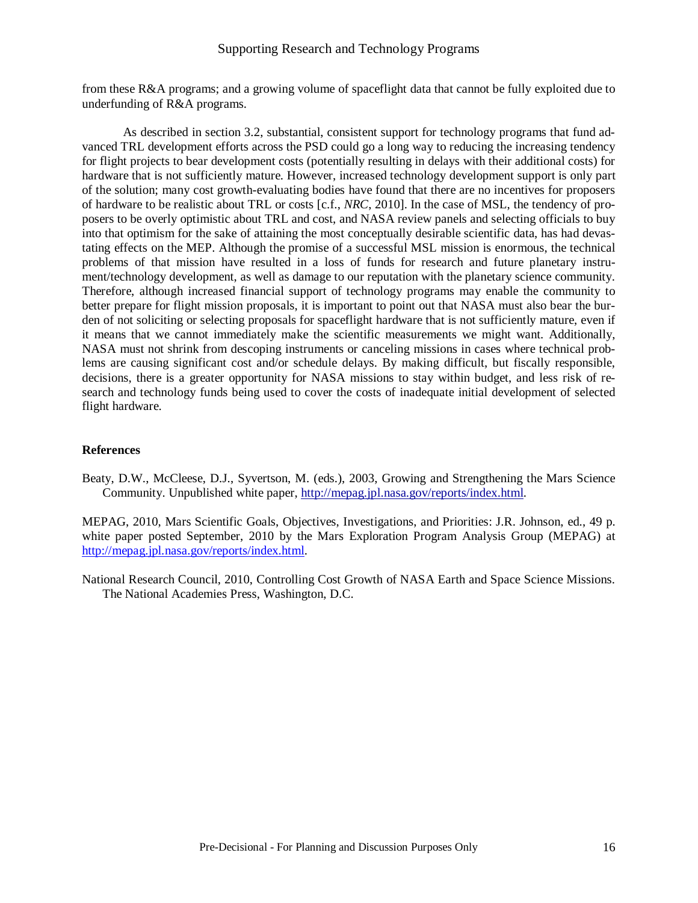from these R&A programs; and a growing volume of spaceflight data that cannot be fully exploited due to underfunding of R&A programs.

As described in section 3.2, substantial, consistent support for technology programs that fund advanced TRL development efforts across the PSD could go a long way to reducing the increasing tendency for flight projects to bear development costs (potentially resulting in delays with their additional costs) for hardware that is not sufficiently mature. However, increased technology development support is only part of the solution; many cost growth-evaluating bodies have found that there are no incentives for proposers of hardware to be realistic about TRL or costs [c.f., *NRC*, 2010]. In the case of MSL, the tendency of proposers to be overly optimistic about TRL and cost, and NASA review panels and selecting officials to buy into that optimism for the sake of attaining the most conceptually desirable scientific data, has had devastating effects on the MEP. Although the promise of a successful MSL mission is enormous, the technical problems of that mission have resulted in a loss of funds for research and future planetary instrument/technology development, as well as damage to our reputation with the planetary science community. Therefore, although increased financial support of technology programs may enable the community to better prepare for flight mission proposals, it is important to point out that NASA must also bear the burden of not soliciting or selecting proposals for spaceflight hardware that is not sufficiently mature, even if it means that we cannot immediately make the scientific measurements we might want. Additionally, NASA must not shrink from descoping instruments or canceling missions in cases where technical problems are causing significant cost and/or schedule delays. By making difficult, but fiscally responsible, decisions, there is a greater opportunity for NASA missions to stay within budget, and less risk of research and technology funds being used to cover the costs of inadequate initial development of selected flight hardware.

**References**

Beaty, D.W., McCleese, D.J., Syvertson, M. (eds.), 2003, Growing and Strengthening the Mars Science Community. Unpublished white paper, http://mepag.jpl.nasa.gov/reports/index.html.

MEPAG, 2010, Mars Scientific Goals, Objectives, Investigations, and Priorities: J.R. Johnson, ed., 49 p. white paper posted September, 2010 by the Mars Exploration Program Analysis Group (MEPAG) at http://mepag.jpl.nasa.gov/reports/index.html.

National Research Council, 2010, Controlling Cost Growth of NASA Earth and Space Science Missions. The National Academies Press, Washington, D.C.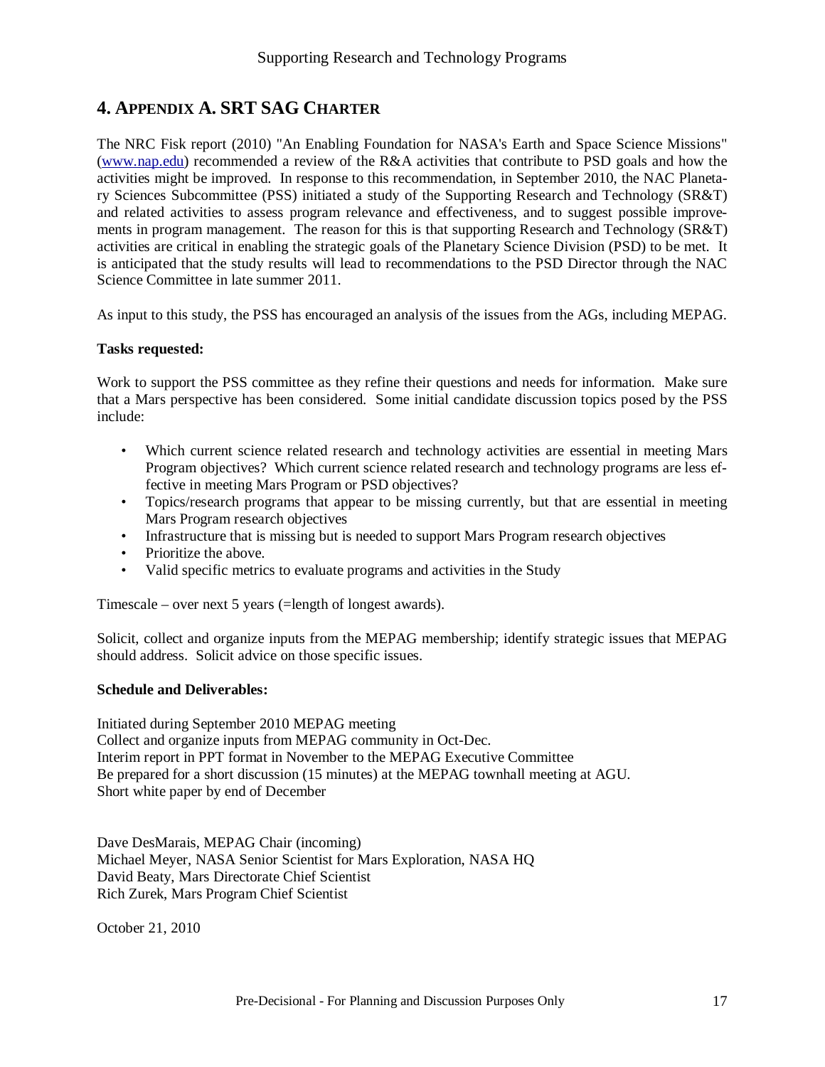# 4. Appendix A. SRT SAG Charter

The NRC Fisk report (2010) "An Enabling Foundation for NASA's Earth and Space Science Missions" (www.nap.edu) recommended a review of the R&A activities that contribute to PSD goals and how the activities might be improved. In response to this recommendation, in September 2010, the NAC Planetary Sciences Subcommittee (PSS) initiated a study of the Supporting Research and Technology (SR&T) and related activities to assess program relevance and effectiveness, and to suggest possible improvements in program management. The reason for this is that supporting Research and Technology (SR&T) activities are critical in enabling the strategic goals of the Planetary Science Division (PSD) to be met. It is anticipated that the study results will lead to recommendations to the PSD Director through the NAC Science Committee in late summer 2011.

As input to this study, the PSS has encouraged an analysis of the issues from the AGs, including MEPAG.

**Tasks requested:**

Work to support the PSS committee as they refine their questions and needs for information. Make sure that a Mars perspective has been considered. Some initial candidate discussion topics posed by the PSS include:

- Which current science related research and technology activities are essential in meeting Mars Program objectives? Which current science related research and technology programs are less effective in meeting Mars Program or PSD objectives?
- Topics/research programs that appear to be missing currently, but that are essential in meeting Mars Program research objectives
- Infrastructure that is missing but is needed to support Mars Program research objectives
- Prioritize the above.
- Valid specific metrics to evaluate programs and activities in the Study

Timescale – over next 5 years (=length of longest awards).

Solicit, collect and organize inputs from the MEPAG membership; identify strategic issues that MEPAG should address. Solicit advice on those specific issues.

**Schedule and Deliverables:**

Initiated during September 2010 MEPAG meeting  
Collect and organize inputs from MEPAG community in Oct-Dec.  
Interim report in PPT format in November to the MEPAG Executive Committee  
Be prepared for a short discussion (15 minutes) at the MEPAG townhall meeting at AGU.  
Short white paper by end of December

Dave DesMarais, MEPAG Chair (incoming)  
Michael Meyer, NASA Senior Scientist for Mars Exploration, NASA HQ  
David Beaty, Mars Directorate Chief Scientist  
Rich Zurek, Mars Program Chief Scientist

October 21, 2010